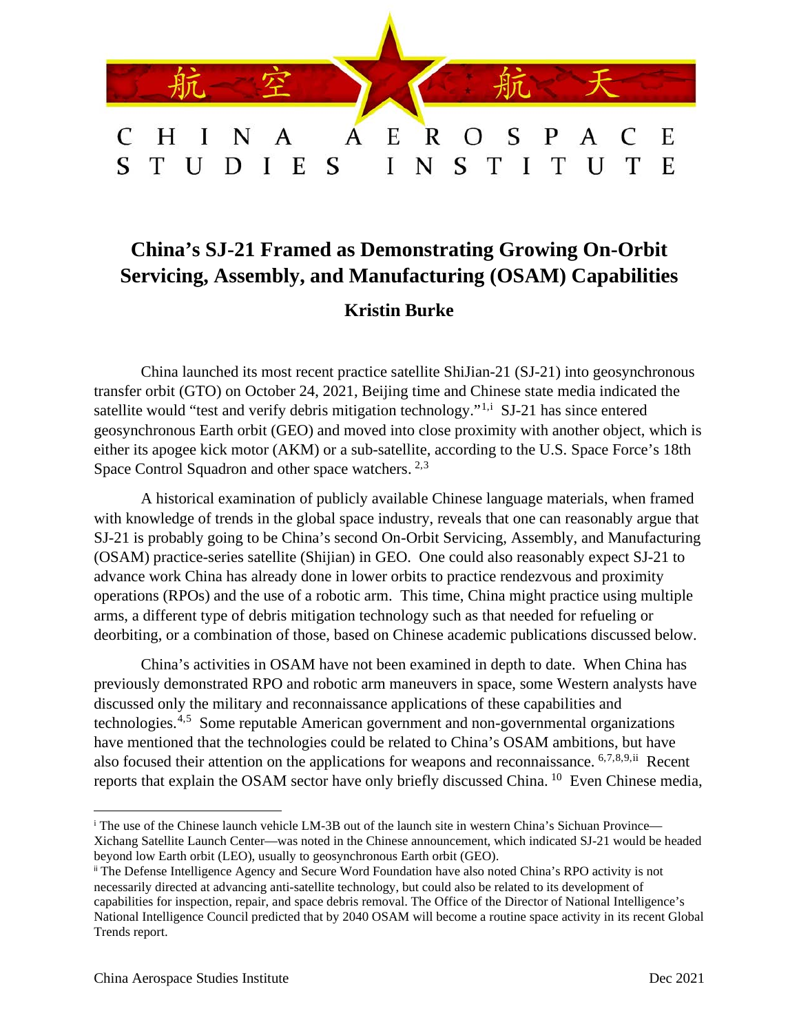# CHINA AEROSPACE STUDIES INSTITUTE

## China's SJ-21 Framed as Demonstrating Growing On-Orbit Servicing, Assembly, and Manufacturing (OSAM) Capabilities

**Kristin Burke**

China launched its most recent practice satellite ShiJian-21 (SJ-21) into geosynchronous transfer orbit (GTO) on October 24, 2021, Beijing time and Chinese state media indicated the satellite would "test and verify debris mitigation technology."[1,i] SJ-21 has since entered geosynchronous Earth orbit (GEO) and moved into close proximity with another object, which is either its apogee kick motor (AKM) or a sub-satellite, according to the U.S. Space Force's 18th Space Control Squadron and other space watchers.[2,3]

A historical examination of publicly available Chinese language materials, when framed with knowledge of trends in the global space industry, reveals that one can reasonably argue that SJ-21 is probably going to be China's second On-Orbit Servicing, Assembly, and Manufacturing (OSAM) practice-series satellite (Shijian) in GEO. One could also reasonably expect SJ-21 to advance work China has already done in lower orbits to practice rendezvous and proximity operations (RPOs) and the use of a robotic arm. This time, China might practice using multiple arms, a different type of debris mitigation technology such as that needed for refueling or deorbiting, or a combination of those, based on Chinese academic publications discussed below.

China's activities in OSAM have not been examined in depth to date. When China has previously demonstrated RPO and robotic arm maneuvers in space, some Western analysts have discussed only the military and reconnaissance applications of these capabilities and technologies.[4,5] Some reputable American government and non-governmental organizations have mentioned that the technologies could be related to China's OSAM ambitions, but have also focused their attention on the applications for weapons and reconnaissance.[6,7,8,9,ii] Recent reports that explain the OSAM sector have only briefly discussed China.[10] Even Chinese media,

---

[i] The use of the Chinese launch vehicle LM-3B out of the launch site in western China's Sichuan Province—Xichang Satellite Launch Center—was noted in the Chinese announcement, which indicated SJ-21 would be headed beyond low Earth orbit (LEO), usually to geosynchronous Earth orbit (GEO).

[ii] The Defense Intelligence Agency and Secure Word Foundation have also noted China's RPO activity is not necessarily directed at advancing anti-satellite technology, but could also be related to its development of capabilities for inspection, repair, and space debris removal. The Office of the Director of National Intelligence's National Intelligence Council predicted that by 2040 OSAM will become a routine space activity in its recent Global Trends report.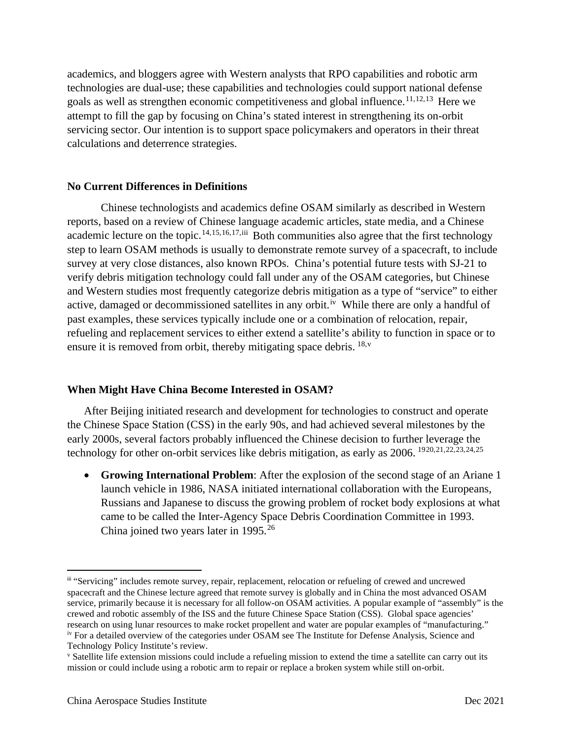academics, and bloggers agree with Western analysts that RPO capabilities and robotic arm technologies are dual-use; these capabilities and technologies could support national defense goals as well as strengthen economic competitiveness and global influence.[11,12,13] Here we attempt to fill the gap by focusing on China's stated interest in strengthening its on-orbit servicing sector. Our intention is to support space policymakers and operators in their threat calculations and deterrence strategies.

### No Current Differences in Definitions

Chinese technologists and academics define OSAM similarly as described in Western reports, based on a review of Chinese language academic articles, state media, and a Chinese academic lecture on the topic.[14,15,16,17,iii] Both communities also agree that the first technology step to learn OSAM methods is usually to demonstrate remote survey of a spacecraft, to include survey at very close distances, also known RPOs. China's potential future tests with SJ-21 to verify debris mitigation technology could fall under any of the OSAM categories, but Chinese and Western studies most frequently categorize debris mitigation as a type of "service" to either active, damaged or decommissioned satellites in any orbit.[iv] While there are only a handful of past examples, these services typically include one or a combination of relocation, repair, refueling and replacement services to either extend a satellite's ability to function in space or to ensure it is removed from orbit, thereby mitigating space debris.[18,v]

### When Might Have China Become Interested in OSAM?

After Beijing initiated research and development for technologies to construct and operate the Chinese Space Station (CSS) in the early 90s, and had achieved several milestones by the early 2000s, several factors probably influenced the Chinese decision to further leverage the technology for other on-orbit services like debris mitigation, as early as 2006.[1920,21,22,23,24,25]

- **Growing International Problem**: After the explosion of the second stage of an Ariane 1 launch vehicle in 1986, NASA initiated international collaboration with the Europeans, Russians and Japanese to discuss the growing problem of rocket body explosions at what came to be called the Inter-Agency Space Debris Coordination Committee in 1993. China joined two years later in 1995.[26]

---

[iii] "Servicing" includes remote survey, repair, replacement, relocation or refueling of crewed and uncrewed spacecraft and the Chinese lecture agreed that remote survey is globally and in China the most advanced OSAM service, primarily because it is necessary for all follow-on OSAM activities. A popular example of "assembly" is the crewed and robotic assembly of the ISS and the future Chinese Space Station (CSS). Global space agencies' research on using lunar resources to make rocket propellent and water are popular examples of "manufacturing."

[iv] For a detailed overview of the categories under OSAM see The Institute for Defense Analysis, Science and Technology Policy Institute's review.

[v] Satellite life extension missions could include a refueling mission to extend the time a satellite can carry out its mission or could include using a robotic arm to repair or replace a broken system while still on-orbit.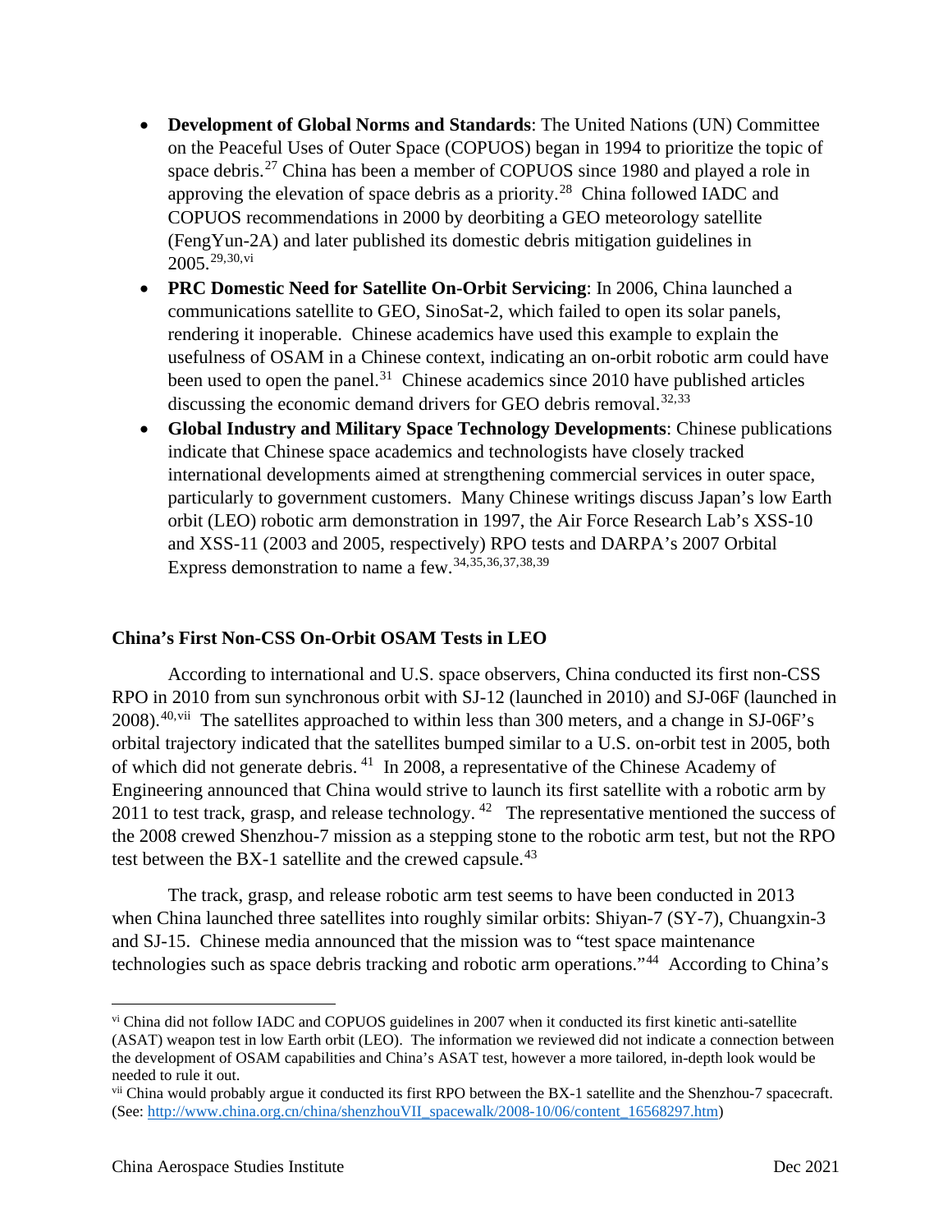- **Development of Global Norms and Standards**: The United Nations (UN) Committee on the Peaceful Uses of Outer Space (COPUOS) began in 1994 to prioritize the topic of space debris.[27] China has been a member of COPUOS since 1980 and played a role in approving the elevation of space debris as a priority.[28] China followed IADC and COPUOS recommendations in 2000 by deorbiting a GEO meteorology satellite (FengYun-2A) and later published its domestic debris mitigation guidelines in 2005.[29,30,vi]
- **PRC Domestic Need for Satellite On-Orbit Servicing**: In 2006, China launched a communications satellite to GEO, SinoSat-2, which failed to open its solar panels, rendering it inoperable. Chinese academics have used this example to explain the usefulness of OSAM in a Chinese context, indicating an on-orbit robotic arm could have been used to open the panel.[31] Chinese academics since 2010 have published articles discussing the economic demand drivers for GEO debris removal.[32,33]
- **Global Industry and Military Space Technology Developments**: Chinese publications indicate that Chinese space academics and technologists have closely tracked international developments aimed at strengthening commercial services in outer space, particularly to government customers. Many Chinese writings discuss Japan's low Earth orbit (LEO) robotic arm demonstration in 1997, the Air Force Research Lab's XSS-10 and XSS-11 (2003 and 2005, respectively) RPO tests and DARPA's 2007 Orbital Express demonstration to name a few.[34,35,36,37,38,39]

### China's First Non-CSS On-Orbit OSAM Tests in LEO

According to international and U.S. space observers, China conducted its first non-CSS RPO in 2010 from sun synchronous orbit with SJ-12 (launched in 2010) and SJ-06F (launched in 2008).[40,vii] The satellites approached to within less than 300 meters, and a change in SJ-06F's orbital trajectory indicated that the satellites bumped similar to a U.S. on-orbit test in 2005, both of which did not generate debris.[41] In 2008, a representative of the Chinese Academy of Engineering announced that China would strive to launch its first satellite with a robotic arm by 2011 to test track, grasp, and release technology.[42] The representative mentioned the success of the 2008 crewed Shenzhou-7 mission as a stepping stone to the robotic arm test, but not the RPO test between the BX-1 satellite and the crewed capsule.[43]

The track, grasp, and release robotic arm test seems to have been conducted in 2013 when China launched three satellites into roughly similar orbits: Shiyan-7 (SY-7), Chuangxin-3 and SJ-15. Chinese media announced that the mission was to "test space maintenance technologies such as space debris tracking and robotic arm operations."[44] According to China's

---

[vi] China did not follow IADC and COPUOS guidelines in 2007 when it conducted its first kinetic anti-satellite (ASAT) weapon test in low Earth orbit (LEO). The information we reviewed did not indicate a connection between the development of OSAM capabilities and China's ASAT test, however a more tailored, in-depth look would be needed to rule it out.

[vii] China would probably argue it conducted its first RPO between the BX-1 satellite and the Shenzhou-7 spacecraft. (See: http://www.china.org.cn/china/shenzhouVII_spacewalk/2008-10/06/content_16568297.htm)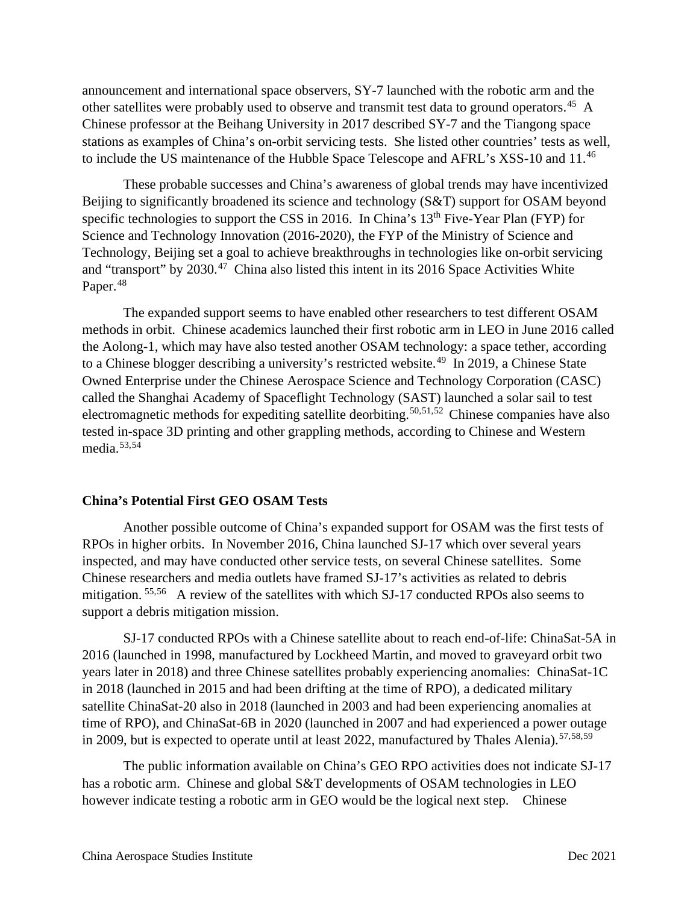announcement and international space observers, SY-7 launched with the robotic arm and the other satellites were probably used to observe and transmit test data to ground operators.[45] A Chinese professor at the Beihang University in 2017 described SY-7 and the Tiangong space stations as examples of China's on-orbit servicing tests. She listed other countries' tests as well, to include the US maintenance of the Hubble Space Telescope and AFRL's XSS-10 and 11.[46]

These probable successes and China's awareness of global trends may have incentivized Beijing to significantly broadened its science and technology (S&T) support for OSAM beyond specific technologies to support the CSS in 2016. In China's 13th Five-Year Plan (FYP) for Science and Technology Innovation (2016-2020), the FYP of the Ministry of Science and Technology, Beijing set a goal to achieve breakthroughs in technologies like on-orbit servicing and "transport" by 2030.[47] China also listed this intent in its 2016 Space Activities White Paper.[48]

The expanded support seems to have enabled other researchers to test different OSAM methods in orbit. Chinese academics launched their first robotic arm in LEO in June 2016 called the Aolong-1, which may have also tested another OSAM technology: a space tether, according to a Chinese blogger describing a university's restricted website.[49] In 2019, a Chinese State Owned Enterprise under the Chinese Aerospace Science and Technology Corporation (CASC) called the Shanghai Academy of Spaceflight Technology (SAST) launched a solar sail to test electromagnetic methods for expediting satellite deorbiting.[50,51,52] Chinese companies have also tested in-space 3D printing and other grappling methods, according to Chinese and Western media.[53,54]

**China's Potential First GEO OSAM Tests**

Another possible outcome of China's expanded support for OSAM was the first tests of RPOs in higher orbits. In November 2016, China launched SJ-17 which over several years inspected, and may have conducted other service tests, on several Chinese satellites. Some Chinese researchers and media outlets have framed SJ-17's activities as related to debris mitigation.[55,56] A review of the satellites with which SJ-17 conducted RPOs also seems to support a debris mitigation mission.

SJ-17 conducted RPOs with a Chinese satellite about to reach end-of-life: ChinaSat-5A in 2016 (launched in 1998, manufactured by Lockheed Martin, and moved to graveyard orbit two years later in 2018) and three Chinese satellites probably experiencing anomalies: ChinaSat-1C in 2018 (launched in 2015 and had been drifting at the time of RPO), a dedicated military satellite ChinaSat-20 also in 2018 (launched in 2003 and had been experiencing anomalies at time of RPO), and ChinaSat-6B in 2020 (launched in 2007 and had experienced a power outage in 2009, but is expected to operate until at least 2022, manufactured by Thales Alenia).[57,58,59]

The public information available on China's GEO RPO activities does not indicate SJ-17 has a robotic arm. Chinese and global S&T developments of OSAM technologies in LEO however indicate testing a robotic arm in GEO would be the logical next step. Chinese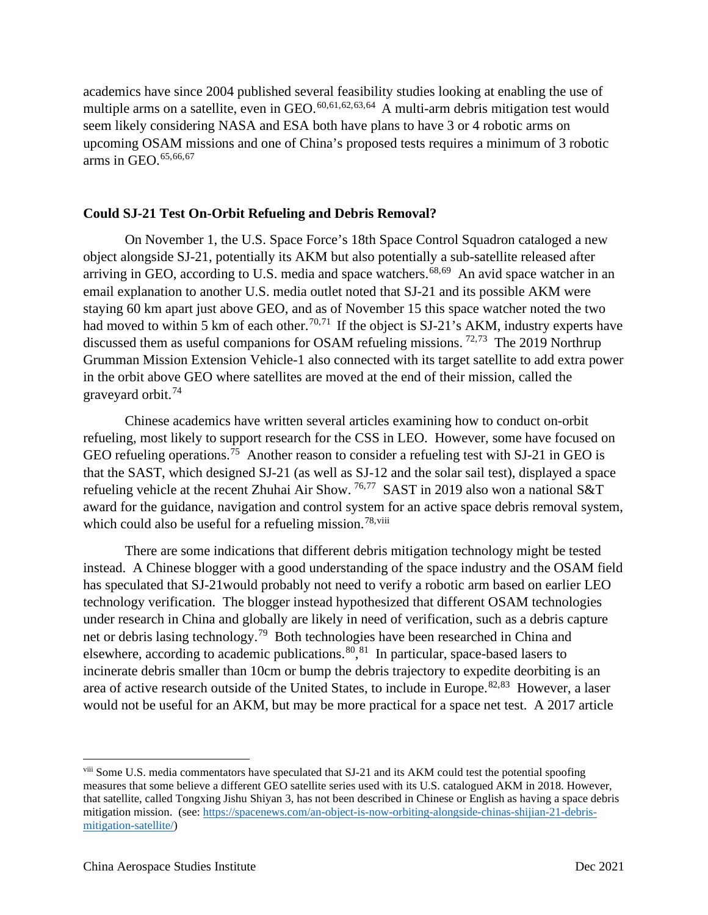academics have since 2004 published several feasibility studies looking at enabling the use of multiple arms on a satellite, even in GEO.[60,61,62,63,64] A multi-arm debris mitigation test would seem likely considering NASA and ESA both have plans to have 3 or 4 robotic arms on upcoming OSAM missions and one of China's proposed tests requires a minimum of 3 robotic arms in GEO.[65,66,67]

**Could SJ-21 Test On-Orbit Refueling and Debris Removal?**

On November 1, the U.S. Space Force's 18th Space Control Squadron cataloged a new object alongside SJ-21, potentially its AKM but also potentially a sub-satellite released after arriving in GEO, according to U.S. media and space watchers.[68,69] An avid space watcher in an email explanation to another U.S. media outlet noted that SJ-21 and its possible AKM were staying 60 km apart just above GEO, and as of November 15 this space watcher noted the two had moved to within 5 km of each other.[70,71] If the object is SJ-21's AKM, industry experts have discussed them as useful companions for OSAM refueling missions. [72,73] The 2019 Northrup Grumman Mission Extension Vehicle-1 also connected with its target satellite to add extra power in the orbit above GEO where satellites are moved at the end of their mission, called the graveyard orbit.[74]

Chinese academics have written several articles examining how to conduct on-orbit refueling, most likely to support research for the CSS in LEO. However, some have focused on GEO refueling operations.[75] Another reason to consider a refueling test with SJ-21 in GEO is that the SAST, which designed SJ-21 (as well as SJ-12 and the solar sail test), displayed a space refueling vehicle at the recent Zhuhai Air Show. [76,77] SAST in 2019 also won a national S&T award for the guidance, navigation and control system for an active space debris removal system, which could also be useful for a refueling mission.[78,viii]

There are some indications that different debris mitigation technology might be tested instead. A Chinese blogger with a good understanding of the space industry and the OSAM field has speculated that SJ-21would probably not need to verify a robotic arm based on earlier LEO technology verification. The blogger instead hypothesized that different OSAM technologies under research in China and globally are likely in need of verification, such as a debris capture net or debris lasing technology.[79] Both technologies have been researched in China and elsewhere, according to academic publications.[80],[81] In particular, space-based lasers to incinerate debris smaller than 10cm or bump the debris trajectory to expedite deorbiting is an area of active research outside of the United States, to include in Europe.[82,83] However, a laser would not be useful for an AKM, but may be more practical for a space net test. A 2017 article

---

[viii] Some U.S. media commentators have speculated that SJ-21 and its AKM could test the potential spoofing measures that some believe a different GEO satellite series used with its U.S. catalogued AKM in 2018. However, that satellite, called Tongxing Jishu Shiyan 3, has not been described in Chinese or English as having a space debris mitigation mission. (see: https://spacenews.com/an-object-is-now-orbiting-alongside-chinas-shijian-21-debris-mitigation-satellite/)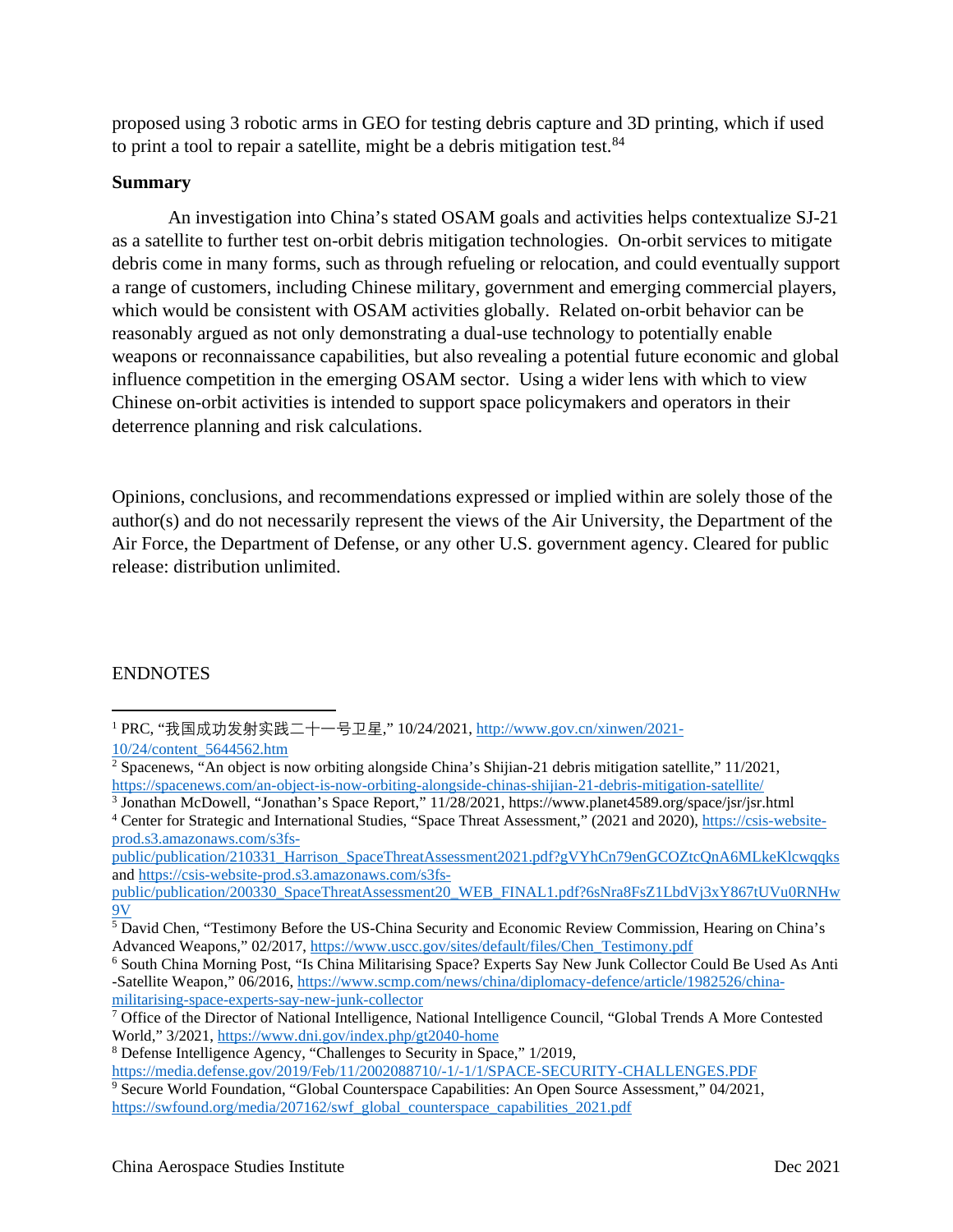proposed using 3 robotic arms in GEO for testing debris capture and 3D printing, which if used to print a tool to repair a satellite, might be a debris mitigation test.[84]

**Summary**

An investigation into China's stated OSAM goals and activities helps contextualize SJ-21 as a satellite to further test on-orbit debris mitigation technologies. On-orbit services to mitigate debris come in many forms, such as through refueling or relocation, and could eventually support a range of customers, including Chinese military, government and emerging commercial players, which would be consistent with OSAM activities globally. Related on-orbit behavior can be reasonably argued as not only demonstrating a dual-use technology to potentially enable weapons or reconnaissance capabilities, but also revealing a potential future economic and global influence competition in the emerging OSAM sector. Using a wider lens with which to view Chinese on-orbit activities is intended to support space policymakers and operators in their deterrence planning and risk calculations.

Opinions, conclusions, and recommendations expressed or implied within are solely those of the author(s) and do not necessarily represent the views of the Air University, the Department of the Air Force, the Department of Defense, or any other U.S. government agency. Cleared for public release: distribution unlimited.

ENDNOTES

[1] PRC, "我国成功发射实践二十一号卫星," 10/24/2021, http://www.gov.cn/xinwen/2021-10/24/content_5644562.htm

[2] Spacenews, "An object is now orbiting alongside China's Shijian-21 debris mitigation satellite," 11/2021, https://spacenews.com/an-object-is-now-orbiting-alongside-chinas-shijian-21-debris-mitigation-satellite/

[3] Jonathan McDowell, "Jonathan's Space Report," 11/28/2021, https://www.planet4589.org/space/jsr/jsr.html

[4] Center for Strategic and International Studies, "Space Threat Assessment," (2021 and 2020), https://csis-website-prod.s3.amazonaws.com/s3fs-public/publication/210331_Harrison_SpaceThreatAssessment2021.pdf?gVYhCn79enGCOZtcQnA6MLkeKlcwqqks and https://csis-website-prod.s3.amazonaws.com/s3fs-public/publication/200330_SpaceThreatAssessment20_WEB_FINAL1.pdf?6sNra8FsZ1LbdVj3xY867tUVu0RNHw9V

[5] David Chen, "Testimony Before the US-China Security and Economic Review Commission, Hearing on China's Advanced Weapons," 02/2017, https://www.uscc.gov/sites/default/files/Chen_Testimony.pdf

[6] South China Morning Post, "Is China Militarising Space? Experts Say New Junk Collector Could Be Used As Anti-Satellite Weapon," 06/2016, https://www.scmp.com/news/china/diplomacy-defence/article/1982526/china-militarising-space-experts-say-new-junk-collector

[7] Office of the Director of National Intelligence, National Intelligence Council, "Global Trends A More Contested World," 3/2021, https://www.dni.gov/index.php/gt2040-home

[8] Defense Intelligence Agency, "Challenges to Security in Space," 1/2019, https://media.defense.gov/2019/Feb/11/2002088710/-1/-1/1/SPACE-SECURITY-CHALLENGES.PDF

[9] Secure World Foundation, "Global Counterspace Capabilities: An Open Source Assessment," 04/2021, https://swfound.org/media/207162/swf_global_counterspace_capabilities_2021.pdf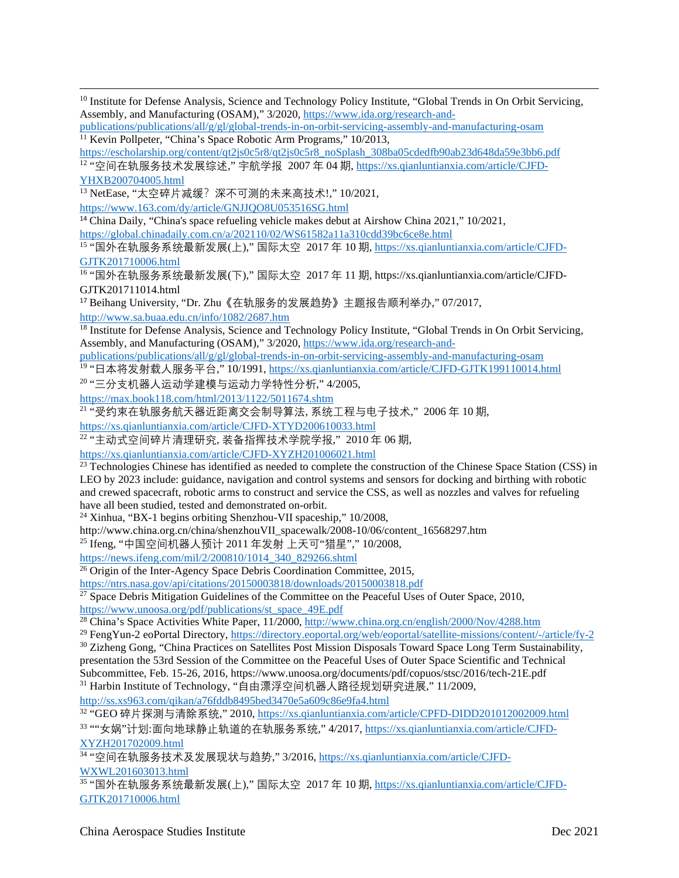[10] Institute for Defense Analysis, Science and Technology Policy Institute, "Global Trends in On Orbit Servicing, Assembly, and Manufacturing (OSAM)," 3/2020, https://www.ida.org/research-and-publications/publications/all/g/gl/global-trends-in-on-orbit-servicing-assembly-and-manufacturing-osam

[11] Kevin Pollpeter, "China's Space Robotic Arm Programs," 10/2013, https://escholarship.org/content/qt2js0c5r8/qt2js0c5r8_noSplash_308ba05cdedfb90ab23d648da59e3bb6.pdf

[12] "空间在轨服务技术发展综述," 宇航学报 2007 年 04 期, https://xs.qianluntianxia.com/article/CJFD-YHXB200704005.html

[13] NetEase, "太空碎片减缓？深不可测的未来高技术!," 10/2021, https://www.163.com/dy/article/GNJJQO8U053516SG.html

[14] China Daily, "China's space refueling vehicle makes debut at Airshow China 2021," 10/2021, https://global.chinadaily.com.cn/a/202110/02/WS61582a11a310cdd39bc6ce8e.html

[15] "国外在轨服务系统最新发展(上)," 国际太空 2017 年 10 期, https://xs.qianluntianxia.com/article/CJFD-GJTK201710006.html

[16] "国外在轨服务系统最新发展(下)," 国际太空 2017 年 11 期, https://xs.qianluntianxia.com/article/CJFD-GJTK201711014.html

[17] Beihang University, "Dr. Zhu《在轨服务的发展趋势》主题报告顺利举办," 07/2017, http://www.sa.buaa.edu.cn/info/1082/2687.htm

[18] Institute for Defense Analysis, Science and Technology Policy Institute, "Global Trends in On Orbit Servicing, Assembly, and Manufacturing (OSAM)," 3/2020, https://www.ida.org/research-and-publications/publications/all/g/gl/global-trends-in-on-orbit-servicing-assembly-and-manufacturing-osam

[19] "日本将发射载人服务平台," 10/1991, https://xs.qianluntianxia.com/article/CJFD-GJTK199110014.html

[20] "三分支机器人运动学建模与运动力学特性分析," 4/2005, https://max.book118.com/html/2013/1122/5011674.shtm

[21] "受约束在轨服务航天器近距离交会制导算法, 系统工程与电子技术," 2006 年 10 期, https://xs.qianluntianxia.com/article/CJFD-XTYD200610033.html

[22] "主动式空间碎片清理研究, 装备指挥技术学院学报," 2010 年 06 期, https://xs.qianluntianxia.com/article/CJFD-XYZH201006021.html

[23] Technologies Chinese has identified as needed to complete the construction of the Chinese Space Station (CSS) in LEO by 2023 include: guidance, navigation and control systems and sensors for docking and birthing with robotic and crewed spacecraft, robotic arms to construct and service the CSS, as well as nozzles and valves for refueling have all been studied, tested and demonstrated on-orbit.

[24] Xinhua, "BX-1 begins orbiting Shenzhou-VII spaceship," 10/2008, http://www.china.org.cn/china/shenzhouVII_spacewalk/2008-10/06/content_16568297.htm

[25] Ifeng, "中国空间机器人预计 2011 年发射 上天可"猎星"," 10/2008, https://news.ifeng.com/mil/2/200810/1014_340_829266.shtml

[26] Origin of the Inter-Agency Space Debris Coordination Committee, 2015, https://ntrs.nasa.gov/api/citations/20150003818/downloads/20150003818.pdf

[27] Space Debris Mitigation Guidelines of the Committee on the Peaceful Uses of Outer Space, 2010, https://www.unoosa.org/pdf/publications/st_space_49E.pdf

[28] China's Space Activities White Paper, 11/2000, http://www.china.org.cn/english/2000/Nov/4288.htm

[29] FengYun-2 eoPortal Directory, https://directory.eoportal.org/web/eoportal/satellite-missions/content/-/article/fy-2

[30] Zizheng Gong, "China Practices on Satellites Post Mission Disposals Toward Space Long Term Sustainability, presentation the 53rd Session of the Committee on the Peaceful Uses of Outer Space Scientific and Technical Subcommittee, Feb. 15-26, 2016, https://www.unoosa.org/documents/pdf/copuos/stsc/2016/tech-21E.pdf

[31] Harbin Institute of Technology, "自由漂浮空间机器人路径规划研究进展," 11/2009, http://ss.xs963.com/qikan/a76fddb8495bed3470e5a609c86e9fa4.html

[32] "GEO 碎片探测与清除系统," 2010, https://xs.qianluntianxia.com/article/CPFD-DIDD201012002009.html

[33] ""女娲"计划:面向地球静止轨道的在轨服务系统," 4/2017, https://xs.qianluntianxia.com/article/CJFD-XYZH201702009.html

[34] "空间在轨服务技术及发展现状与趋势," 3/2016, https://xs.qianluntianxia.com/article/CJFD-WXWL201603013.html

[35] "国外在轨服务系统最新发展(上)," 国际太空 2017 年 10 期, https://xs.qianluntianxia.com/article/CJFD-GJTK201710006.html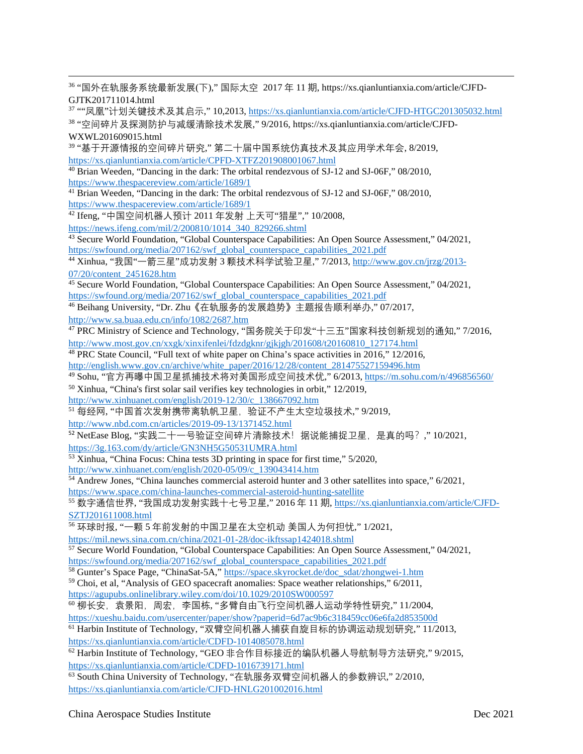[36] "国外在轨服务系统最新发展(下)," 国际太空 2017 年 11 期, https://xs.qianluntianxia.com/article/CJFD-GJTK201711014.html

[37] ""凤凰"计划关键技术及其启示," 10,2013, https://xs.qianluntianxia.com/article/CJFD-HTGC201305032.html

[38] "空间碎片及探测防护与减缓清除技术发展," 9/2016, https://xs.qianluntianxia.com/article/CJFD-WXWL201609015.html

[39] "基于开源情报的空间碎片研究," 第二十届中国系统仿真技术及其应用学术年会, 8/2019, https://xs.qianluntianxia.com/article/CPFD-XTFZ201908001067.html

[40] Brian Weeden, "Dancing in the dark: The orbital rendezvous of SJ-12 and SJ-06F," 08/2010, https://www.thespacereview.com/article/1689/1

[41] Brian Weeden, "Dancing in the dark: The orbital rendezvous of SJ-12 and SJ-06F," 08/2010, https://www.thespacereview.com/article/1689/1

[42] Ifeng, "中国空间机器人预计 2011 年发射 上天可"猎星"," 10/2008, https://news.ifeng.com/mil/2/200810/1014_340_829266.shtml

[43] Secure World Foundation, "Global Counterspace Capabilities: An Open Source Assessment," 04/2021, https://swfound.org/media/207162/swf_global_counterspace_capabilities_2021.pdf

[44] Xinhua, "我国"一箭三星"成功发射 3 颗技术科学试验卫星," 7/2013, http://www.gov.cn/jrzg/2013-07/20/content_2451628.htm

[45] Secure World Foundation, "Global Counterspace Capabilities: An Open Source Assessment," 04/2021, https://swfound.org/media/207162/swf_global_counterspace_capabilities_2021.pdf

[46] Beihang University, "Dr. Zhu《在轨服务的发展趋势》主题报告顺利举办," 07/2017, http://www.sa.buaa.edu.cn/info/1082/2687.htm

[47] PRC Ministry of Science and Technology, "国务院关于印发"十三五"国家科技创新规划的通知," 7/2016, http://www.most.gov.cn/xxgk/xinxifenlei/fdzdgknr/gjkjgh/201608/t20160810_127174.html

[48] PRC State Council, "Full text of white paper on China's space activities in 2016," 12/2016, http://english.www.gov.cn/archive/white_paper/2016/12/28/content_281475527159496.htm

[49] Sohu, "官方再曝中国卫星抓捕技术将对美国形成空间技术优," 6/2013, https://m.sohu.com/n/496856560/

[50] Xinhua, "China's first solar sail verifies key technologies in orbit," 12/2019, http://www.xinhuanet.com/english/2019-12/30/c_138667092.htm

[51] 每经网, "中国首次发射携带离轨帆卫星，验证不产生太空垃圾技术," 9/2019, http://www.nbd.com.cn/articles/2019-09-13/1371452.html

[52] NetEase Blog, "实践二十一号验证空间碎片清除技术！据说能捕捉卫星，是真的吗？," 10/2021, https://3g.163.com/dy/article/GN3NH5G50531UMRA.html

[53] Xinhua, "China Focus: China tests 3D printing in space for first time," 5/2020, http://www.xinhuanet.com/english/2020-05/09/c_139043414.htm

[54] Andrew Jones, "China launches commercial asteroid hunter and 3 other satellites into space," 6/2021, https://www.space.com/china-launches-commercial-asteroid-hunting-satellite

[55] 数字通信世界, "我国成功发射实践十七号卫星," 2016 年 11 期, https://xs.qianluntianxia.com/article/CJFD-SZTJ201611008.html

[56] 环球时报, "一颗 5 年前发射的中国卫星在太空机动 美国人为何担忧," 1/2021, https://mil.news.sina.com.cn/china/2021-01-28/doc-ikftssap1424018.shtml

[57] Secure World Foundation, "Global Counterspace Capabilities: An Open Source Assessment," 04/2021, https://swfound.org/media/207162/swf_global_counterspace_capabilities_2021.pdf

[58] Gunter's Space Page, "ChinaSat-5A," https://space.skyrocket.de/doc_sdat/zhongwei-1.htm

[59] Choi, et al, "Analysis of GEO spacecraft anomalies: Space weather relationships," 6/2011, https://agupubs.onlinelibrary.wiley.com/doi/10.1029/2010SW000597

[60] 柳长安，袁景阳，周宏，李国栋, "多臂自由飞行空间机器人运动学特性研究," 11/2004, https://xueshu.baidu.com/usercenter/paper/show?paperid=6d7ac9b6c318459cc06e6fa2d853500d

[61] Harbin Institute of Technology, "双臂空间机器人捕获自旋目标的协调运动规划研究," 11/2013, https://xs.qianluntianxia.com/article/CDFD-1014085078.html

[62] Harbin Institute of Technology, "GEO 非合作目标接近的编队机器人导航制导方法研究," 9/2015, https://xs.qianluntianxia.com/article/CDFD-1016739171.html

[63] South China University of Technology, "在轨服务双臂空间机器人的参数辨识," 2/2010, https://xs.qianluntianxia.com/article/CJFD-HNLG201002016.html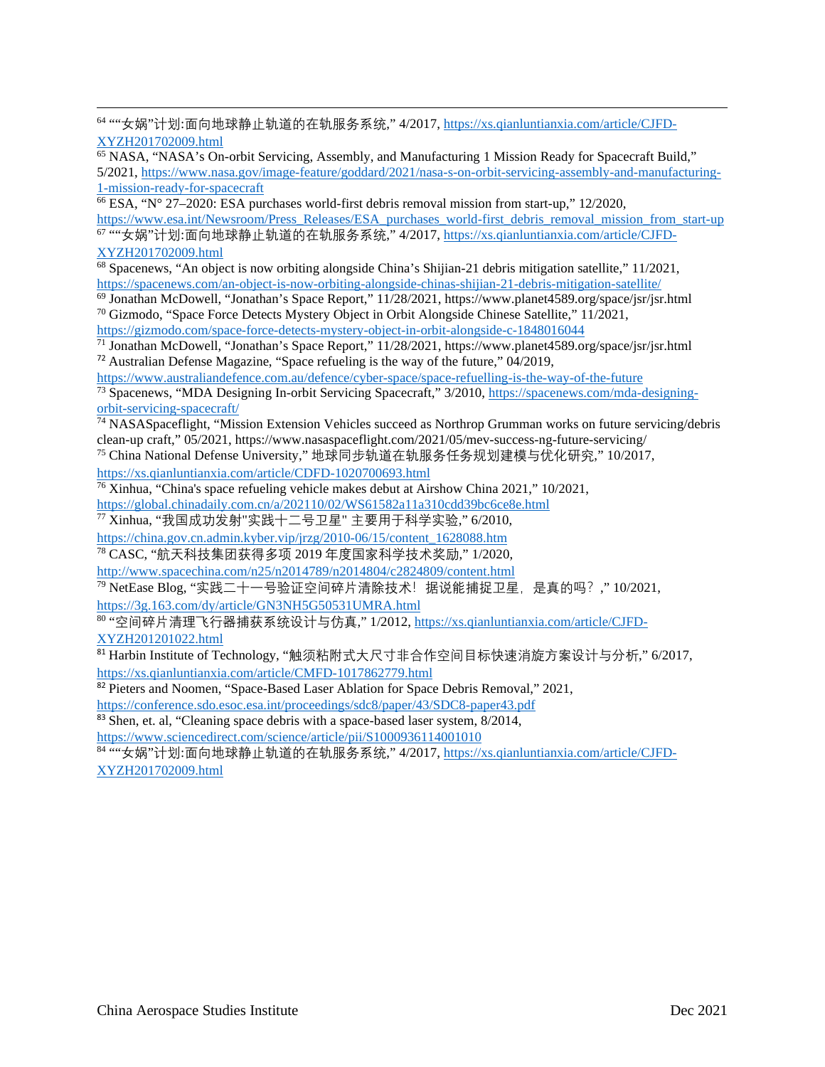[64] ""女娲"计划:面向地球静止轨道的在轨服务系统," 4/2017, https://xs.qianluntianxia.com/article/CJFD-XYZH201702009.html

[65] NASA, "NASA's On-orbit Servicing, Assembly, and Manufacturing 1 Mission Ready for Spacecraft Build," 5/2021, https://www.nasa.gov/image-feature/goddard/2021/nasa-s-on-orbit-servicing-assembly-and-manufacturing-1-mission-ready-for-spacecraft

[66] ESA, "N° 27–2020: ESA purchases world-first debris removal mission from start-up," 12/2020, https://www.esa.int/Newsroom/Press_Releases/ESA_purchases_world-first_debris_removal_mission_from_start-up

[67] ""女娲"计划:面向地球静止轨道的在轨服务系统," 4/2017, https://xs.qianluntianxia.com/article/CJFD-XYZH201702009.html

[68] Spacenews, "An object is now orbiting alongside China's Shijian-21 debris mitigation satellite," 11/2021, https://spacenews.com/an-object-is-now-orbiting-alongside-chinas-shijian-21-debris-mitigation-satellite/

[69] Jonathan McDowell, "Jonathan's Space Report," 11/28/2021, https://www.planet4589.org/space/jsr/jsr.html

[70] Gizmodo, "Space Force Detects Mystery Object in Orbit Alongside Chinese Satellite," 11/2021, https://gizmodo.com/space-force-detects-mystery-object-in-orbit-alongside-c-1848016044

[71] Jonathan McDowell, "Jonathan's Space Report," 11/28/2021, https://www.planet4589.org/space/jsr/jsr.html

[72] Australian Defense Magazine, "Space refueling is the way of the future," 04/2019, https://www.australiandefence.com.au/defence/cyber-space/space-refuelling-is-the-way-of-the-future

[73] Spacenews, "MDA Designing In-orbit Servicing Spacecraft," 3/2010, https://spacenews.com/mda-designing-orbit-servicing-spacecraft/

[74] NASASpaceflight, "Mission Extension Vehicles succeed as Northrop Grumman works on future servicing/debris clean-up craft," 05/2021, https://www.nasaspaceflight.com/2021/05/mev-success-ng-future-servicing/

[75] China National Defense University," 地球同步轨道在轨服务任务规划建模与优化研究," 10/2017, https://xs.qianluntianxia.com/article/CDFD-1020700693.html

[76] Xinhua, "China's space refueling vehicle makes debut at Airshow China 2021," 10/2021, https://global.chinadaily.com.cn/a/202110/02/WS61582a11a310cdd39bc6ce8e.html

[77] Xinhua, "我国成功发射"实践十二号卫星" 主要用于科学实验," 6/2010, https://china.gov.cn.admin.kyber.vip/jrzg/2010-06/15/content_1628088.htm

[78] CASC, "航天科技集团获得多项 2019 年度国家科学技术奖励," 1/2020, http://www.spacechina.com/n25/n2014789/n2014804/c2824809/content.html

[79] NetEase Blog, "实践二十一号验证空间碎片清除技术！据说能捕捉卫星，是真的吗？," 10/2021, https://3g.163.com/dy/article/GN3NH5G50531UMRA.html

[80] "空间碎片清理飞行器捕获系统设计与仿真," 1/2012, https://xs.qianluntianxia.com/article/CJFD-XYZH201201022.html

[81] Harbin Institute of Technology, "触须粘附式大尺寸非合作空间目标快速消旋方案设计与分析," 6/2017, https://xs.qianluntianxia.com/article/CMFD-1017862779.html

[82] Pieters and Noomen, "Space-Based Laser Ablation for Space Debris Removal," 2021, https://conference.sdo.esoc.esa.int/proceedings/sdc8/paper/43/SDC8-paper43.pdf

[83] Shen, et. al, "Cleaning space debris with a space-based laser system, 8/2014, https://www.sciencedirect.com/science/article/pii/S1000936114001010

[84] ""女娲"计划:面向地球静止轨道的在轨服务系统," 4/2017, https://xs.qianluntianxia.com/article/CJFD-XYZH201702009.html